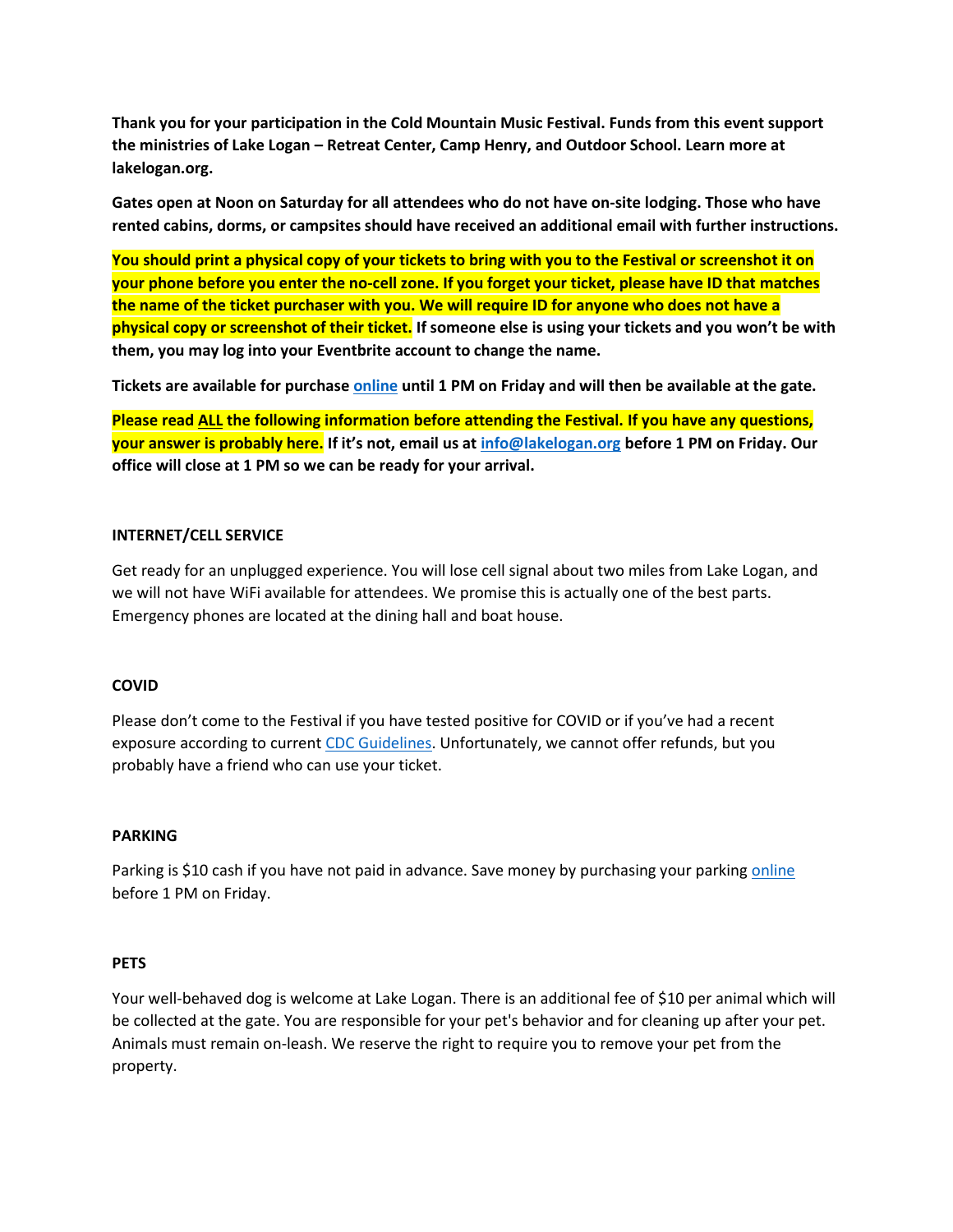**Thank you for your participation in the Cold Mountain Music Festival. Funds from this event support the ministries of Lake Logan – Retreat Center, Camp Henry, and Outdoor School. Learn more at lakelogan.org.**

**Gates open at Noon on Saturday for all attendees who do not have on-site lodging. Those who have rented cabins, dorms, or campsites should have received an additional email with further instructions.**

**You should print a physical copy of your tickets to bring with you to the Festival or screenshot it on your phone before you enter the no-cell zone. If you forget your ticket, please have ID that matches the name of the ticket purchaser with you. We will require ID for anyone who does not have a physical copy or screenshot of their ticket. If someone else is using your tickets and you won't be with them, you may log into your Eventbrite account to change the name.**

**Tickets are available for purchase [online](#) until 1 PM on Friday and will then be available at the gate.**

**Please read <u>ALL</u> the following information before attending the Festival. If you have any questions, your answer is probably here. If it's not, email us at [info@lakelogan.org](mailto:info@lakelogan.org) before 1 PM on Friday. Our office will close at 1 PM so we can be ready for your arrival.**

### INTERNET/CELL SERVICE

Get ready for an unplugged experience. You will lose cell signal about two miles from Lake Logan, and we will not have WiFi available for attendees. We promise this is actually one of the best parts. Emergency phones are located at the dining hall and boat house.

### COVID

Please don't come to the Festival if you have tested positive for COVID or if you've had a recent exposure according to current [CDC Guidelines](#). Unfortunately, we cannot offer refunds, but you probably have a friend who can use your ticket.

### PARKING

Parking is $10 cash if you have not paid in advance. Save money by purchasing your parking [online](#) before 1 PM on Friday.

### PETS

Your well-behaved dog is welcome at Lake Logan. There is an additional fee of $10 per animal which will be collected at the gate. You are responsible for your pet's behavior and for cleaning up after your pet. Animals must remain on-leash. We reserve the right to require you to remove your pet from the property.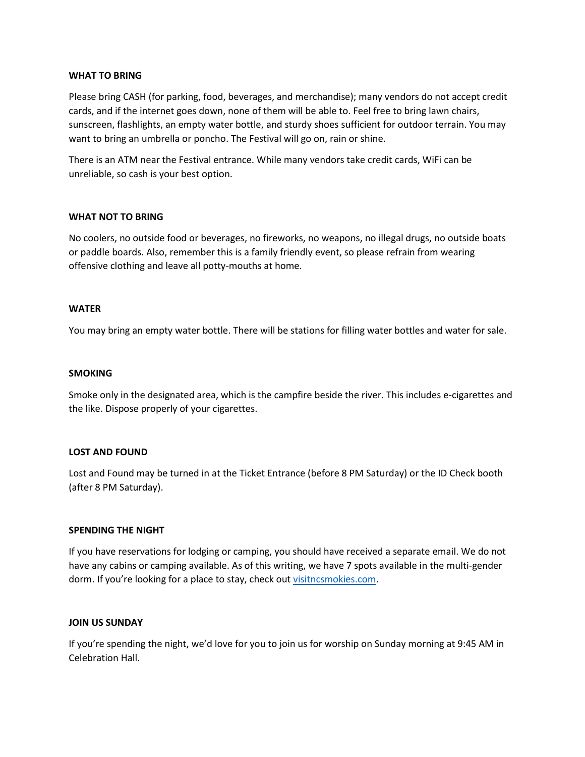**WHAT TO BRING**

Please bring CASH (for parking, food, beverages, and merchandise); many vendors do not accept credit cards, and if the internet goes down, none of them will be able to. Feel free to bring lawn chairs, sunscreen, flashlights, an empty water bottle, and sturdy shoes sufficient for outdoor terrain. You may want to bring an umbrella or poncho. The Festival will go on, rain or shine.

There is an ATM near the Festival entrance. While many vendors take credit cards, WiFi can be unreliable, so cash is your best option.

**WHAT NOT TO BRING**

No coolers, no outside food or beverages, no fireworks, no weapons, no illegal drugs, no outside boats or paddle boards. Also, remember this is a family friendly event, so please refrain from wearing offensive clothing and leave all potty-mouths at home.

**WATER**

You may bring an empty water bottle. There will be stations for filling water bottles and water for sale.

**SMOKING**

Smoke only in the designated area, which is the campfire beside the river. This includes e-cigarettes and the like. Dispose properly of your cigarettes.

**LOST AND FOUND**

Lost and Found may be turned in at the Ticket Entrance (before 8 PM Saturday) or the ID Check booth (after 8 PM Saturday).

**SPENDING THE NIGHT**

If you have reservations for lodging or camping, you should have received a separate email. We do not have any cabins or camping available. As of this writing, we have 7 spots available in the multi-gender dorm. If you're looking for a place to stay, check out [visitncsmokies.com](visitncsmokies.com).

**JOIN US SUNDAY**

If you're spending the night, we'd love for you to join us for worship on Sunday morning at 9:45 AM in Celebration Hall.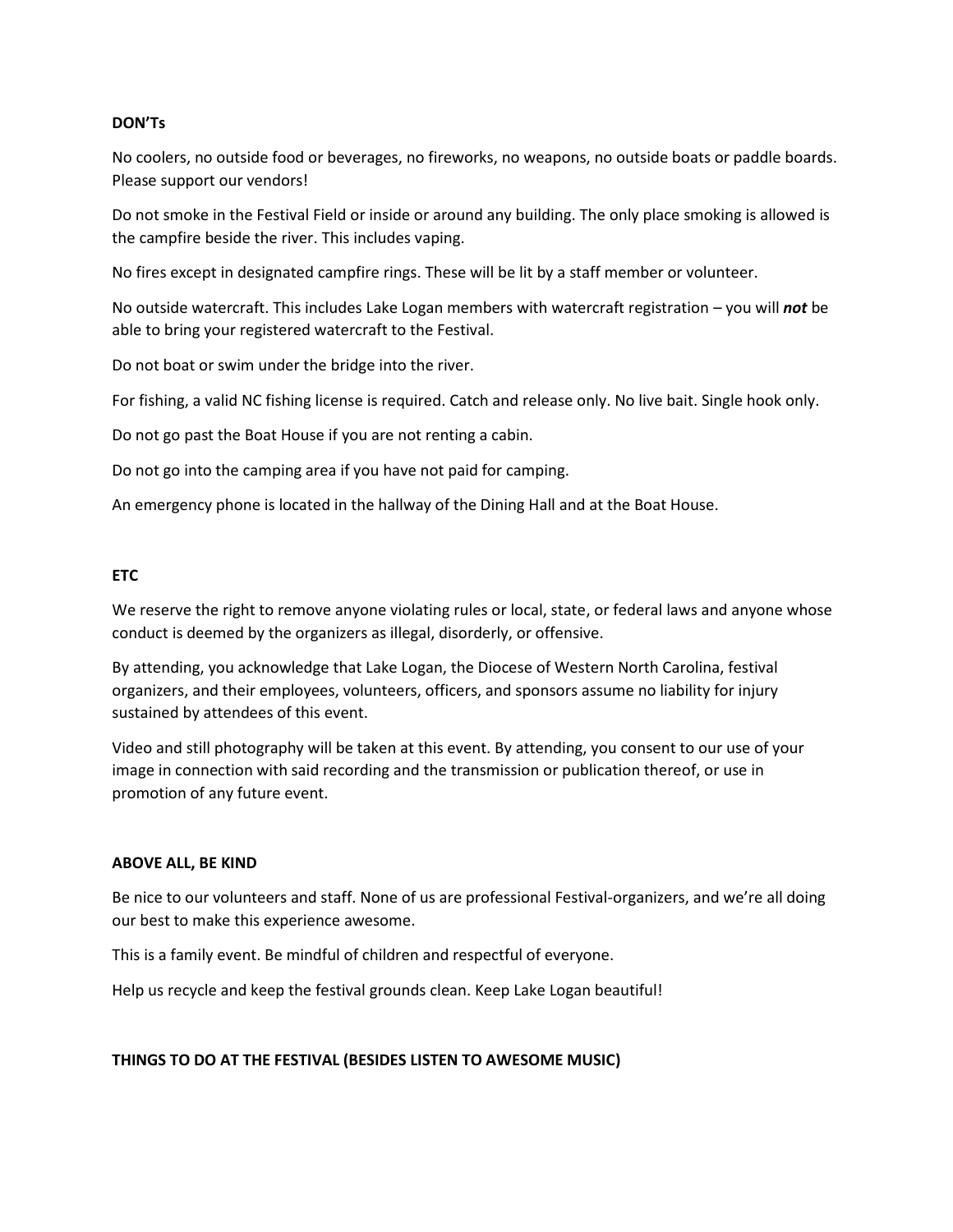**DON'Ts**

No coolers, no outside food or beverages, no fireworks, no weapons, no outside boats or paddle boards. Please support our vendors!

Do not smoke in the Festival Field or inside or around any building. The only place smoking is allowed is the campfire beside the river. This includes vaping.

No fires except in designated campfire rings. These will be lit by a staff member or volunteer.

No outside watercraft. This includes Lake Logan members with watercraft registration – you will ***not*** be able to bring your registered watercraft to the Festival.

Do not boat or swim under the bridge into the river.

For fishing, a valid NC fishing license is required. Catch and release only. No live bait. Single hook only.

Do not go past the Boat House if you are not renting a cabin.

Do not go into the camping area if you have not paid for camping.

An emergency phone is located in the hallway of the Dining Hall and at the Boat House.

**ETC**

We reserve the right to remove anyone violating rules or local, state, or federal laws and anyone whose conduct is deemed by the organizers as illegal, disorderly, or offensive.

By attending, you acknowledge that Lake Logan, the Diocese of Western North Carolina, festival organizers, and their employees, volunteers, officers, and sponsors assume no liability for injury sustained by attendees of this event.

Video and still photography will be taken at this event. By attending, you consent to our use of your image in connection with said recording and the transmission or publication thereof, or use in promotion of any future event.

**ABOVE ALL, BE KIND**

Be nice to our volunteers and staff. None of us are professional Festival-organizers, and we're all doing our best to make this experience awesome.

This is a family event. Be mindful of children and respectful of everyone.

Help us recycle and keep the festival grounds clean. Keep Lake Logan beautiful!

**THINGS TO DO AT THE FESTIVAL (BESIDES LISTEN TO AWESOME MUSIC)**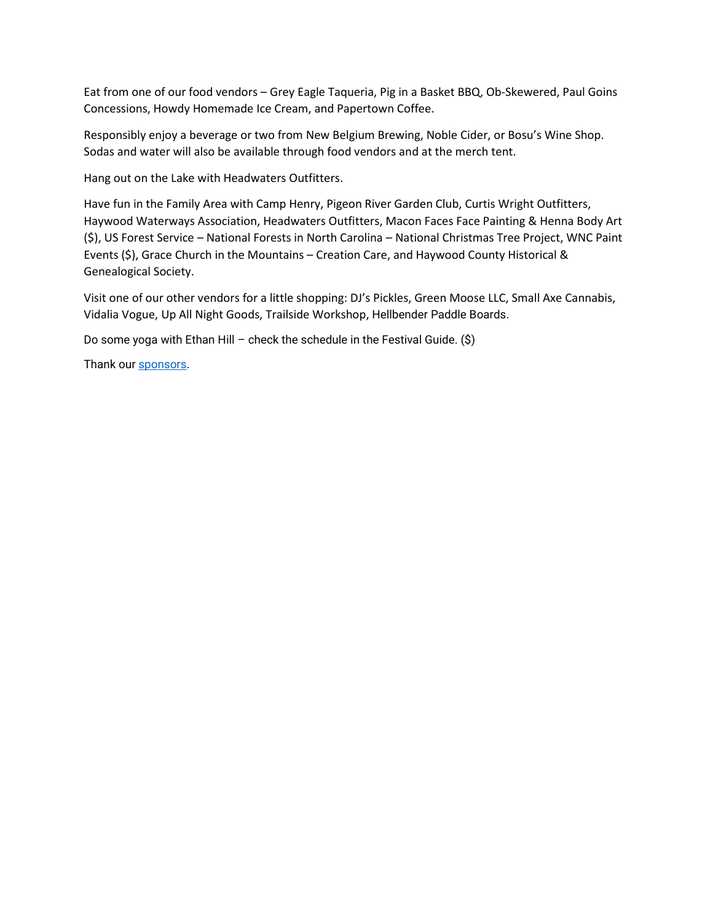Eat from one of our food vendors – Grey Eagle Taqueria, Pig in a Basket BBQ, Ob-Skewered, Paul Goins Concessions, Howdy Homemade Ice Cream, and Papertown Coffee.

Responsibly enjoy a beverage or two from New Belgium Brewing, Noble Cider, or Bosu's Wine Shop. Sodas and water will also be available through food vendors and at the merch tent.

Hang out on the Lake with Headwaters Outfitters.

Have fun in the Family Area with Camp Henry, Pigeon River Garden Club, Curtis Wright Outfitters, Haywood Waterways Association, Headwaters Outfitters, Macon Faces Face Painting & Henna Body Art ($), US Forest Service – National Forests in North Carolina – National Christmas Tree Project, WNC Paint Events ($), Grace Church in the Mountains – Creation Care, and Haywood County Historical & Genealogical Society.

Visit one of our other vendors for a little shopping: DJ's Pickles, Green Moose LLC, Small Axe Cannabis, Vidalia Vogue, Up All Night Goods, Trailside Workshop, Hellbender Paddle Boards.

Do some yoga with Ethan Hill – check the schedule in the Festival Guide. ($)

Thank our sponsors.